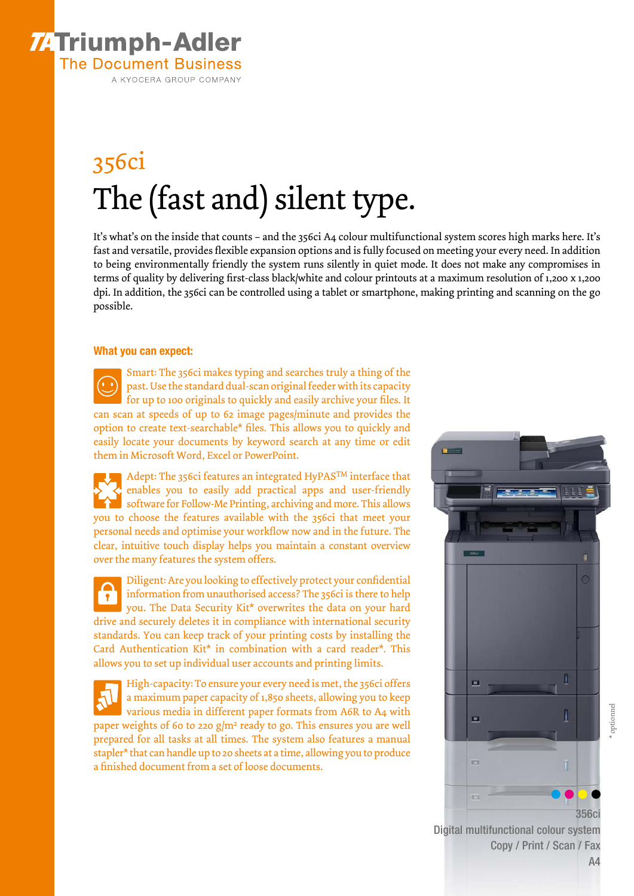# Triumph-Adler

The Document Business

A KYOCERA GROUP COMPANY

## 356ci

# The (fast and) silent type.

It's what's on the inside that counts – and the 356ci A4 colour multifunctional system scores high marks here. It's fast and versatile, provides flexible expansion options and is fully focused on meeting your every need. In addition to being environmentally friendly the system runs silently in quiet mode. It does not make any compromises in terms of quality by delivering first-class black/white and colour printouts at a maximum resolution of 1,200 x 1,200 dpi. In addition, the 356ci can be controlled using a tablet or smartphone, making printing and scanning on the go possible.

### What you can expect:

Smart: The 356ci makes typing and searches truly a thing of the past. Use the standard dual-scan original feeder with its capacity for up to 100 originals to quickly and easily archive your files. It can scan at speeds of up to 62 image pages/minute and provides the option to create text-searchable* files. This allows you to quickly and easily locate your documents by keyword search at any time or edit them in Microsoft Word, Excel or PowerPoint.

Adept: The 356ci features an integrated HyPAS™ interface that enables you to easily add practical apps and user-friendly software for Follow-Me Printing, archiving and more. This allows you to choose the features available with the 356ci that meet your personal needs and optimise your workflow now and in the future. The clear, intuitive touch display helps you maintain a constant overview over the many features the system offers.

Diligent: Are you looking to effectively protect your confidential information from unauthorised access? The 356ci is there to help you. The Data Security Kit* overwrites the data on your hard drive and securely deletes it in compliance with international security standards. You can keep track of your printing costs by installing the Card Authentication Kit* in combination with a card reader*. This allows you to set up individual user accounts and printing limits.

High-capacity: To ensure your every need is met, the 356ci offers a maximum paper capacity of 1,850 sheets, allowing you to keep various media in different paper formats from A6R to A4 with paper weights of 60 to 220 g/m² ready to go. This ensures you are well prepared for all tasks at all times. The system also features a manual stapler* that can handle up to 20 sheets at a time, allowing you to produce a finished document from a set of loose documents.

\* optionnel

356ci
Digital multifunctional colour system
Copy / Print / Scan / Fax
A4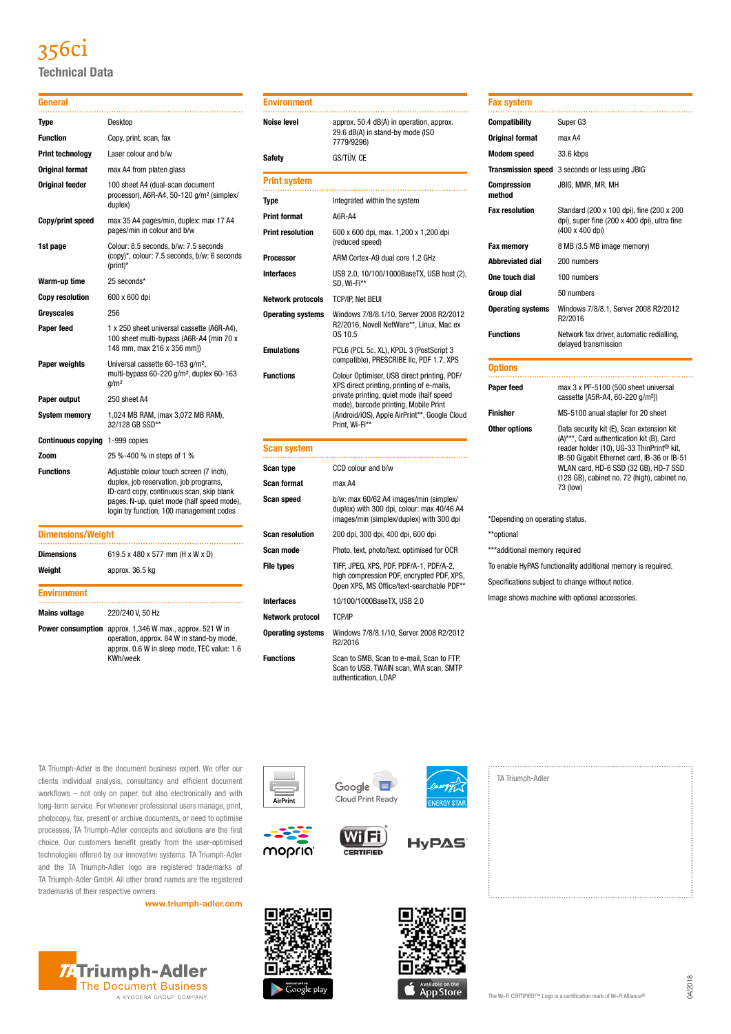# 356ci

## Technical Data

### General

| | |
|---|---|
| **Type** | Desktop |
| **Function** | Copy, print, scan, fax |
| **Print technology** | Laser colour and b/w |
| **Original format** | max A4 from platen glass |
| **Original feeder** | 100 sheet A4 (dual-scan document processor), A6R-A4, 50-120 g/m² (simplex/duplex) |
| **Copy/print speed** | max 35 A4 pages/min, duplex: max 17 A4 pages/min in colour and b/w |
| **1st page** | Colour: 8.5 seconds, b/w: 7.5 seconds (copy)*, colour: 7.5 seconds, b/w: 6 seconds (print)* |
| **Warm-up time** | 25 seconds* |
| **Copy resolution** | 600 x 600 dpi |
| **Greyscales** | 256 |
| **Paper feed** | 1 x 250 sheet universal cassette (A6R-A4), 100 sheet multi-bypass (A6R-A4 [min 70 x 148 mm, max 216 x 356 mm]) |
| **Paper weights** | Universal cassette 60-163 g/m², multi-bypass 60-220 g/m², duplex 60-163 g/m² |
| **Paper output** | 250 sheet A4 |
| **System memory** | 1,024 MB RAM, (max 3,072 MB RAM), 32/128 GB SSD** |
| **Continuous copying** | 1-999 copies |
| **Zoom** | 25 %-400 % in steps of 1 % |
| **Functions** | Adjustable colour touch screen (7 inch), duplex, job reservation, job programs, ID-card copy, continuous scan, skip blank pages, N-up, quiet mode (half speed mode), login by function, 100 management codes |

### Dimensions/Weight

| | |
|---|---|
| **Dimensions** | 619.5 x 480 x 577 mm (H x W x D) |
| **Weight** | approx. 36.5 kg |

### Environment

| | |
|---|---|
| **Mains voltage** | 220/240 V, 50 Hz |
| **Power consumption** | approx. 1,346 W max., approx. 521 W in operation, approx. 84 W in stand-by mode, approx. 0.6 W in sleep mode, TEC value: 1.6 KWh/week |

### Environment

| | |
|---|---|
| **Noise level** | approx. 50.4 dB(A) in operation, approx. 29.6 dB(A) in stand-by mode (ISO 7779/9296) |
| **Safety** | GS/TÜV, CE |

### Print system

| | |
|---|---|
| **Type** | Integrated within the system |
| **Print format** | A6R-A4 |
| **Print resolution** | 600 x 600 dpi, max. 1,200 x 1,200 dpi (reduced speed) |
| **Processor** | ARM Cortex-A9 dual core 1.2 GHz |
| **Interfaces** | USB 2.0, 10/100/1000BaseTX, USB host (2), SD, Wi-Fi** |
| **Network protocols** | TCP/IP, Net BEUI |
| **Operating systems** | Windows 7/8/8.1/10, Server 2008 R2/2012 R2/2016, Novell NetWare**, Linux, Mac ex OS 10.5 |
| **Emulations** | PCL6 (PCL 5c, XL), KPDL 3 (PostScript 3 compatible), PRESCRIBE IIc, PDF 1.7, XPS |
| **Functions** | Colour Optimiser, USB direct printing, PDF/XPS direct printing, printing of e-mails, private printing, quiet mode (half speed mode), barcode printing, Mobile Print (Android/iOS), Apple AirPrint**, Google Cloud Print, Wi-Fi** |

### Scan system

| | |
|---|---|
| **Scan type** | CCD colour and b/w |
| **Scan format** | max A4 |
| **Scan speed** | b/w: max 60/62 A4 images/min (simplex/duplex) with 300 dpi, colour: max 40/46 A4 images/min (simplex/duplex) with 300 dpi |
| **Scan resolution** | 200 dpi, 300 dpi, 400 dpi, 600 dpi |
| **Scan mode** | Photo, text, photo/text, optimised for OCR |
| **File types** | TIFF, JPEG, XPS, PDF, PDF/A-1, PDF/A-2, high compression PDF, encrypted PDF, XPS, Open XPS, MS Office/text-searchable PDF** |
| **Interfaces** | 10/100/1000BaseTX, USB 2.0 |
| **Network protocol** | TCP/IP |
| **Operating systems** | Windows 7/8/8.1/10, Server 2008 R2/2012 R2/2016 |
| **Functions** | Scan to SMB, Scan to e-mail, Scan to FTP, Scan to USB, TWAIN scan, WIA scan, SMTP authentication, LDAP |

### Fax system

| | |
|---|---|
| **Compatibility** | Super G3 |
| **Original format** | max A4 |
| **Modem speed** | 33.6 kbps |
| **Transmission speed** | 3 seconds or less using JBIG |
| **Compression method** | JBIG, MMR, MR, MH |
| **Fax resolution** | Standard (200 x 100 dpi), fine (200 x 200 dpi), super fine (200 x 400 dpi), ultra fine (400 x 400 dpi) |
| **Fax memory** | 8 MB (3.5 MB image memory) |
| **Abbreviated dial** | 200 numbers |
| **One touch dial** | 100 numbers |
| **Group dial** | 50 numbers |
| **Operating systems** | Windows 7/8/8.1, Server 2008 R2/2012 R2/2016 |
| **Functions** | Network fax driver, automatic redialling, delayed transmission |

### Options

| | |
|---|---|
| **Paper feed** | max 3 x PF-5100 (500 sheet universal cassette [A5R-A4, 60-220 g/m²]) |
| **Finisher** | MS-5100 anual stapler for 20 sheet |
| **Other options** | Data security kit (E), Scan extension kit (A)***, Card authentication kit (B), Card reader holder (10), UG-33 ThinPrint® kit, IB-50 Gigabit Ethernet card, IB-36 or IB-51 WLAN card, HD-6 SSD (32 GB), HD-7 SSD (128 GB), cabinet no. 72 (high), cabinet no. 73 (low) |

*Depending on operating status.

**optional

***additional memory required

To enable HyPAS functionality additional memory is required.

Specifications subject to change without notice.

Image shows machine with optional accessories.

TA Triumph-Adler is the document business expert. We offer our clients individual analysis, consultancy and efficient document workflows – not only on paper, but also electronically and with long-term service. For whenever professional users manage, print, photocopy, fax, present or archive documents, or need to optimise processes, TA Triumph-Adler concepts and solutions are the first choice. Our customers benefit greatly from the user-optimised technologies offered by our innovative systems. TA Triumph-Adler and the TA Triumph-Adler logo are registered trademarks of TA Triumph-Adler GmbH. All other brand names are the registered trademarks of their respective owners.

**www.triumph-adler.com**

TA Triumph-Adler

The Wi-Fi CERTIFIED™ Logo is a certification mark of Wi-Fi Alliance®

04/2018